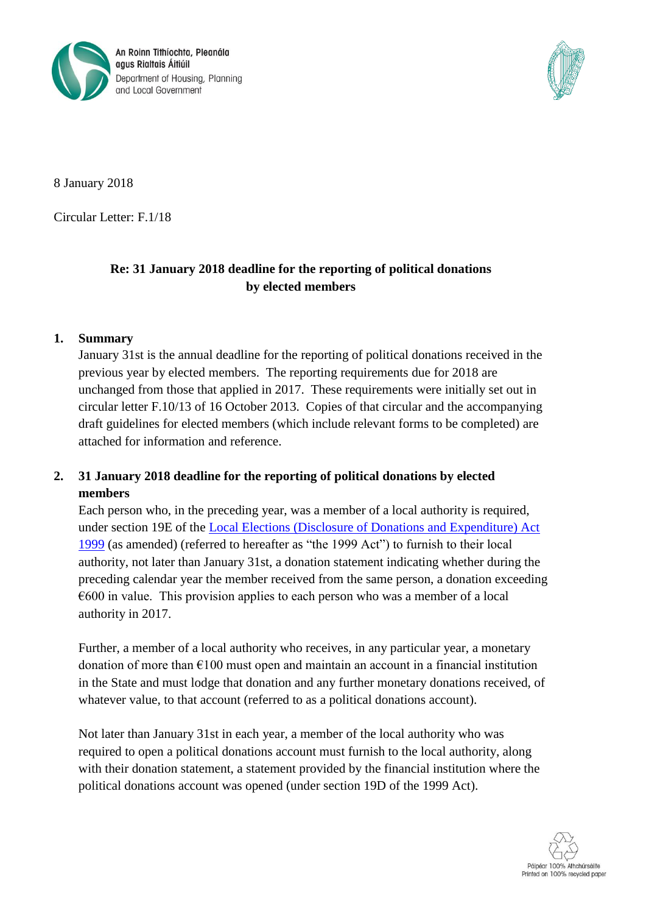An Roinn Tithíochta, Pleanála agus Rialtais Áitiúil
Department of Housing, Planning and Local Government

8 January 2018

Circular Letter: F.1/18

**Re: 31 January 2018 deadline for the reporting of political donations by elected members**

## 1. Summary

January 31st is the annual deadline for the reporting of political donations received in the previous year by elected members. The reporting requirements due for 2018 are unchanged from those that applied in 2017. These requirements were initially set out in circular letter F.10/13 of 16 October 2013. Copies of that circular and the accompanying draft guidelines for elected members (which include relevant forms to be completed) are attached for information and reference.

## 2. 31 January 2018 deadline for the reporting of political donations by elected members

Each person who, in the preceding year, was a member of a local authority is required, under section 19E of the Local Elections (Disclosure of Donations and Expenditure) Act 1999 (as amended) (referred to hereafter as "the 1999 Act") to furnish to their local authority, not later than January 31st, a donation statement indicating whether during the preceding calendar year the member received from the same person, a donation exceeding €600 in value. This provision applies to each person who was a member of a local authority in 2017.

Further, a member of a local authority who receives, in any particular year, a monetary donation of more than €100 must open and maintain an account in a financial institution in the State and must lodge that donation and any further monetary donations received, of whatever value, to that account (referred to as a political donations account).

Not later than January 31st in each year, a member of the local authority who was required to open a political donations account must furnish to the local authority, along with their donation statement, a statement provided by the financial institution where the political donations account was opened (under section 19D of the 1999 Act).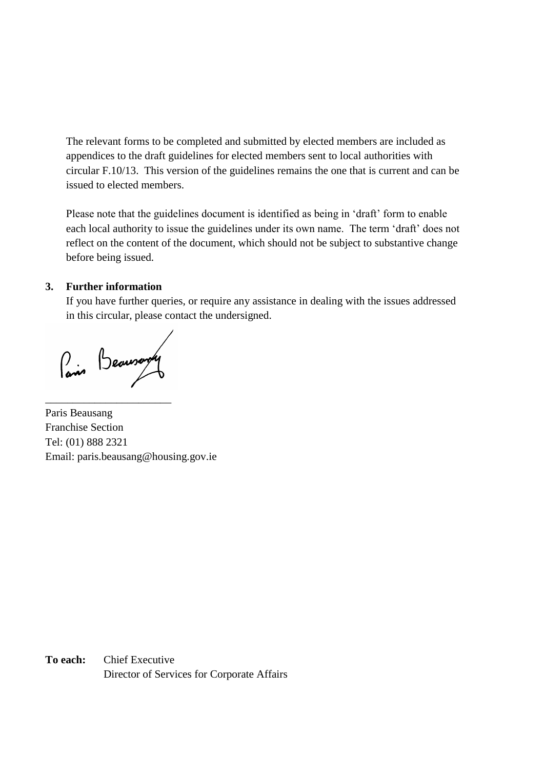The relevant forms to be completed and submitted by elected members are included as appendices to the draft guidelines for elected members sent to local authorities with circular F.10/13. This version of the guidelines remains the one that is current and can be issued to elected members.

Please note that the guidelines document is identified as being in 'draft' form to enable each local authority to issue the guidelines under its own name. The term 'draft' does not reflect on the content of the document, which should not be subject to substantive change before being issued.

**3. Further information**

If you have further queries, or require any assistance in dealing with the issues addressed in this circular, please contact the undersigned.

_______________________

Paris Beausang
Franchise Section
Tel: (01) 888 2321
Email: paris.beausang@housing.gov.ie

**To each:** Chief Executive
Director of Services for Corporate Affairs